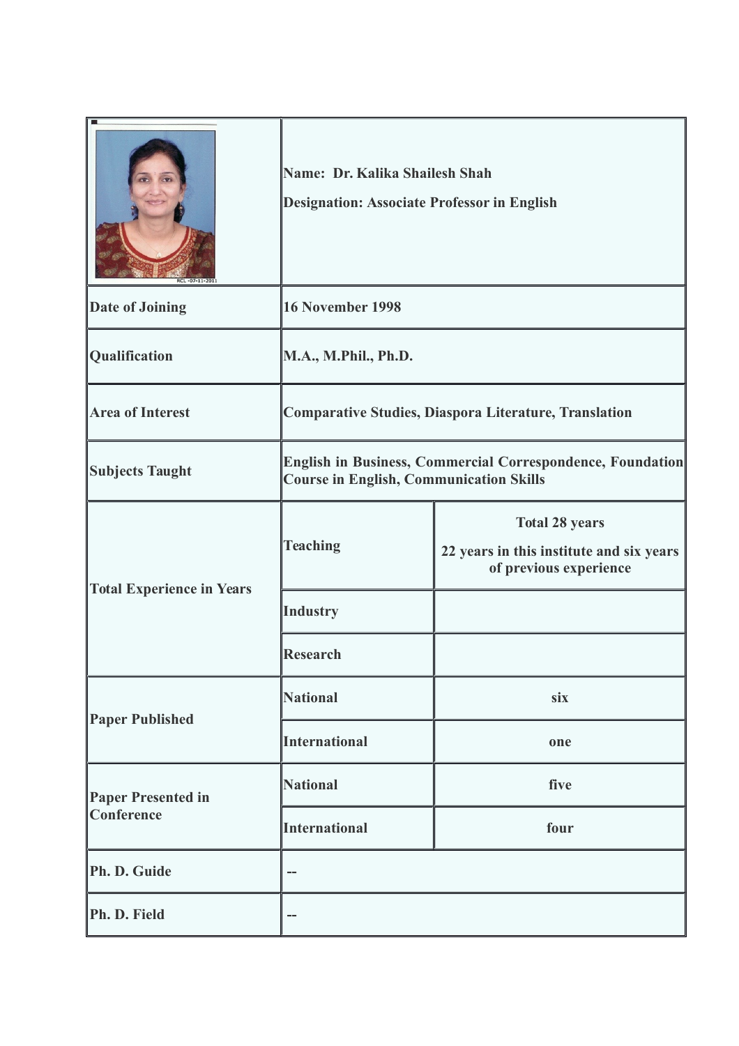| | | |
|---|---|---|
| | Name: Dr. Kalika Shailesh Shah<br>Designation: Associate Professor in English | |
| Date of Joining | 16 November 1998 | |
| Qualification | M.A., M.Phil., Ph.D. | |
| Area of Interest | Comparative Studies, Diaspora Literature, Translation | |
| Subjects Taught | English in Business, Commercial Correspondence, Foundation Course in English, Communication Skills | |
| Total Experience in Years | Teaching | Total 28 years<br>22 years in this institute and six years of previous experience |
| | Industry | |
| | Research | |
| Paper Published | National | six |
| | International | one |
| Paper Presented in Conference | National | five |
| | International | four |
| Ph. D. Guide | -- | |
| Ph. D. Field | -- | |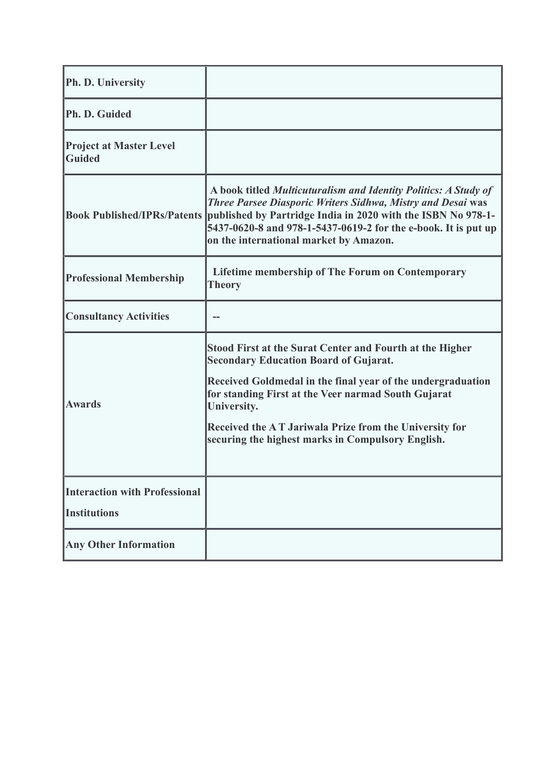| | |
|---|---|
| **Ph. D. University** | |
| **Ph. D. Guided** | |
| **Project at Master Level Guided** | |
| **Book Published/IPRs/Patents** | **A book titled *Multicuturalism and Identity Politics: A Study of Three Parsee Diasporic Writers Sidhwa, Mistry and Desai* was published by Partridge India in 2020 with the ISBN No 978-1-5437-0620-8 and 978-1-5437-0619-2 for the e-book. It is put up on the international market by Amazon.** |
| **Professional Membership** | **Lifetime membership of The Forum on Contemporary Theory** |
| **Consultancy Activities** | **--** |
| **Awards** | **Stood First at the Surat Center and Fourth at the Higher Secondary Education Board of Gujarat.** <br> **Received Goldmedal in the final year of the undergraduation for standing First at the Veer narmad South Gujarat University.** <br> **Received the A T Jariwala Prize from the University for securing the highest marks in Compulsory English.** |
| **Interaction with Professional Institutions** | |
| **Any Other Information** | |